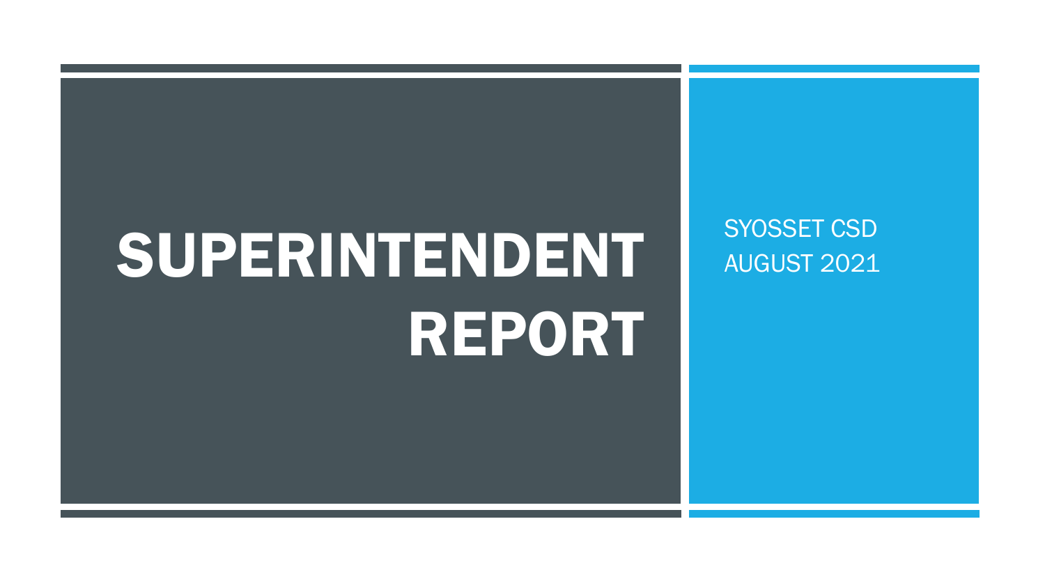# SUPERINTENDENT REPORT

SYOSSET CSD
AUGUST 2021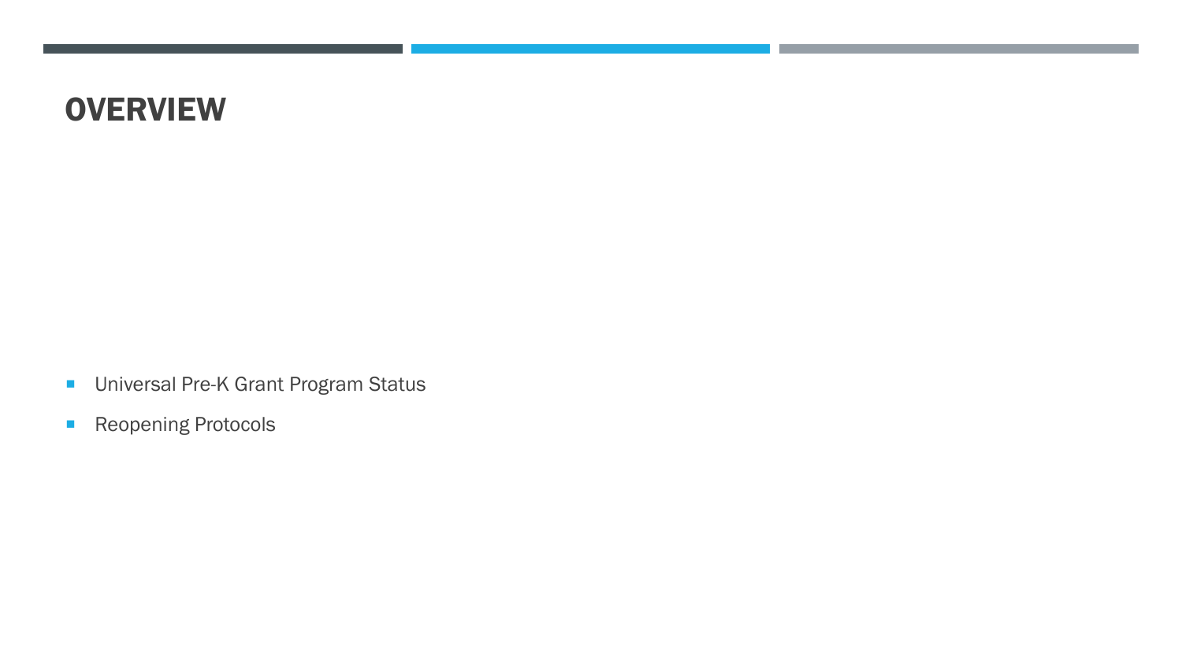# OVERVIEW

- Universal Pre-K Grant Program Status
- Reopening Protocols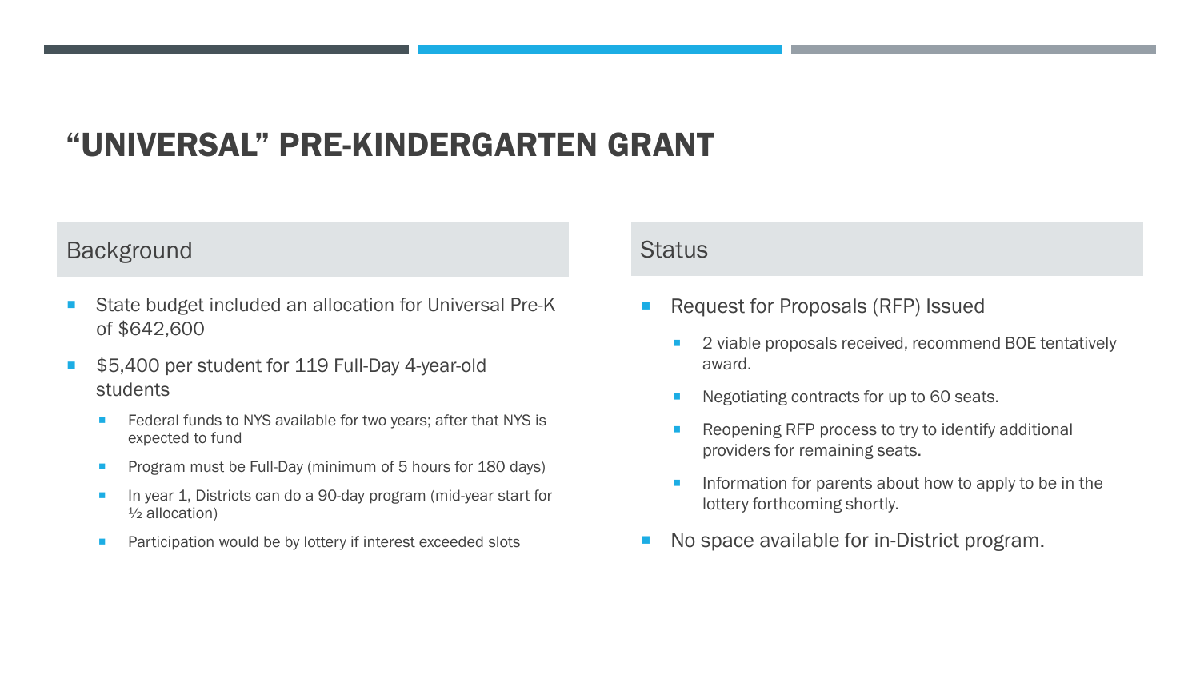# "UNIVERSAL" PRE-KINDERGARTEN GRANT

## Background

- State budget included an allocation for Universal Pre-K of $642,600
- $5,400 per student for 119 Full-Day 4-year-old students
  - Federal funds to NYS available for two years; after that NYS is expected to fund
  - Program must be Full-Day (minimum of 5 hours for 180 days)
  - In year 1, Districts can do a 90-day program (mid-year start for ½ allocation)
  - Participation would be by lottery if interest exceeded slots

## Status

- Request for Proposals (RFP) Issued
  - 2 viable proposals received, recommend BOE tentatively award.
  - Negotiating contracts for up to 60 seats.
  - Reopening RFP process to try to identify additional providers for remaining seats.
  - Information for parents about how to apply to be in the lottery forthcoming shortly.
- No space available for in-District program.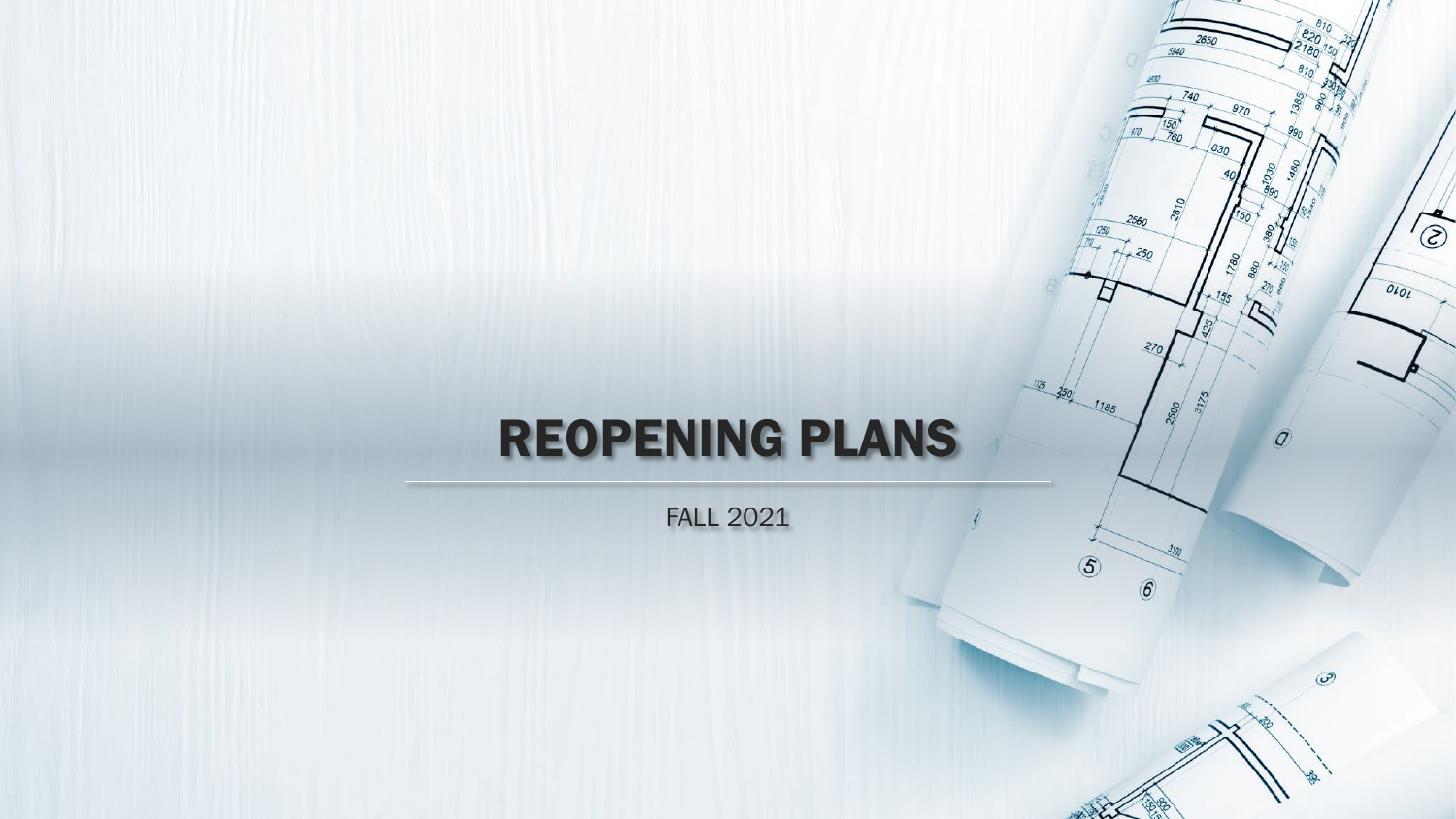# REOPENING PLANS

FALL 2021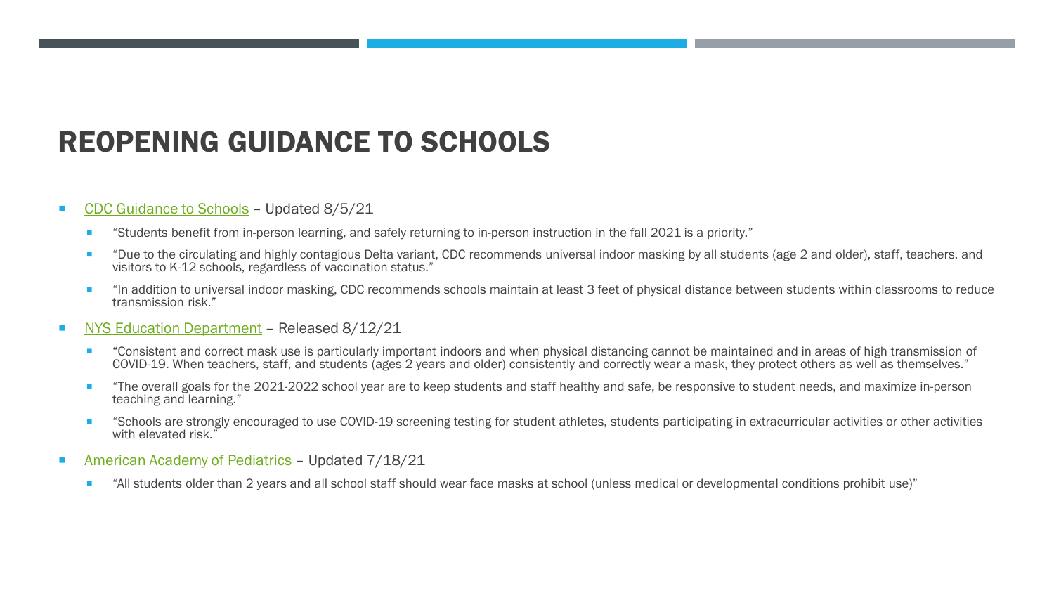# REOPENING GUIDANCE TO SCHOOLS

- CDC Guidance to Schools – Updated 8/5/21
  - "Students benefit from in-person learning, and safely returning to in-person instruction in the fall 2021 is a priority."
  - "Due to the circulating and highly contagious Delta variant, CDC recommends universal indoor masking by all students (age 2 and older), staff, teachers, and visitors to K-12 schools, regardless of vaccination status."
  - "In addition to universal indoor masking, CDC recommends schools maintain at least 3 feet of physical distance between students within classrooms to reduce transmission risk."
- NYS Education Department – Released 8/12/21
  - "Consistent and correct mask use is particularly important indoors and when physical distancing cannot be maintained and in areas of high transmission of COVID-19. When teachers, staff, and students (ages 2 years and older) consistently and correctly wear a mask, they protect others as well as themselves."
  - "The overall goals for the 2021-2022 school year are to keep students and staff healthy and safe, be responsive to student needs, and maximize in-person teaching and learning."
  - "Schools are strongly encouraged to use COVID-19 screening testing for student athletes, students participating in extracurricular activities or other activities with elevated risk."
- American Academy of Pediatrics – Updated 7/18/21
  - "All students older than 2 years and all school staff should wear face masks at school (unless medical or developmental conditions prohibit use)"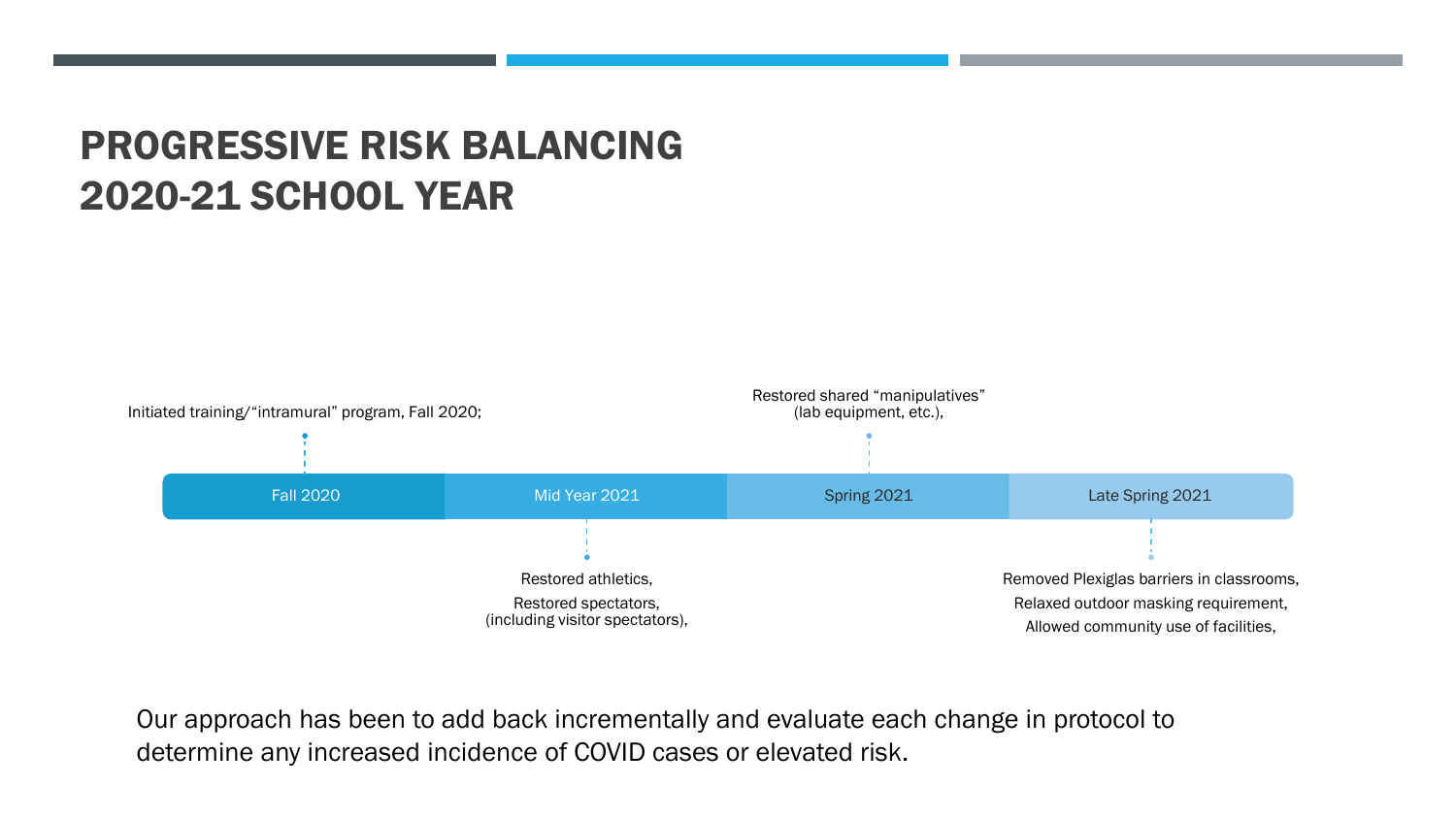# PROGRESSIVE RISK BALANCING 2020-21 SCHOOL YEAR

Initiated training/“intramural” program, Fall 2020;

Restored shared “manipulatives” (lab equipment, etc.),

Fall 2020

Mid Year 2021

Spring 2021

Late Spring 2021

Restored athletics,

Restored spectators, (including visitor spectators),

Removed Plexiglas barriers in classrooms,

Relaxed outdoor masking requirement,

Allowed community use of facilities,

Our approach has been to add back incrementally and evaluate each change in protocol to determine any increased incidence of COVID cases or elevated risk.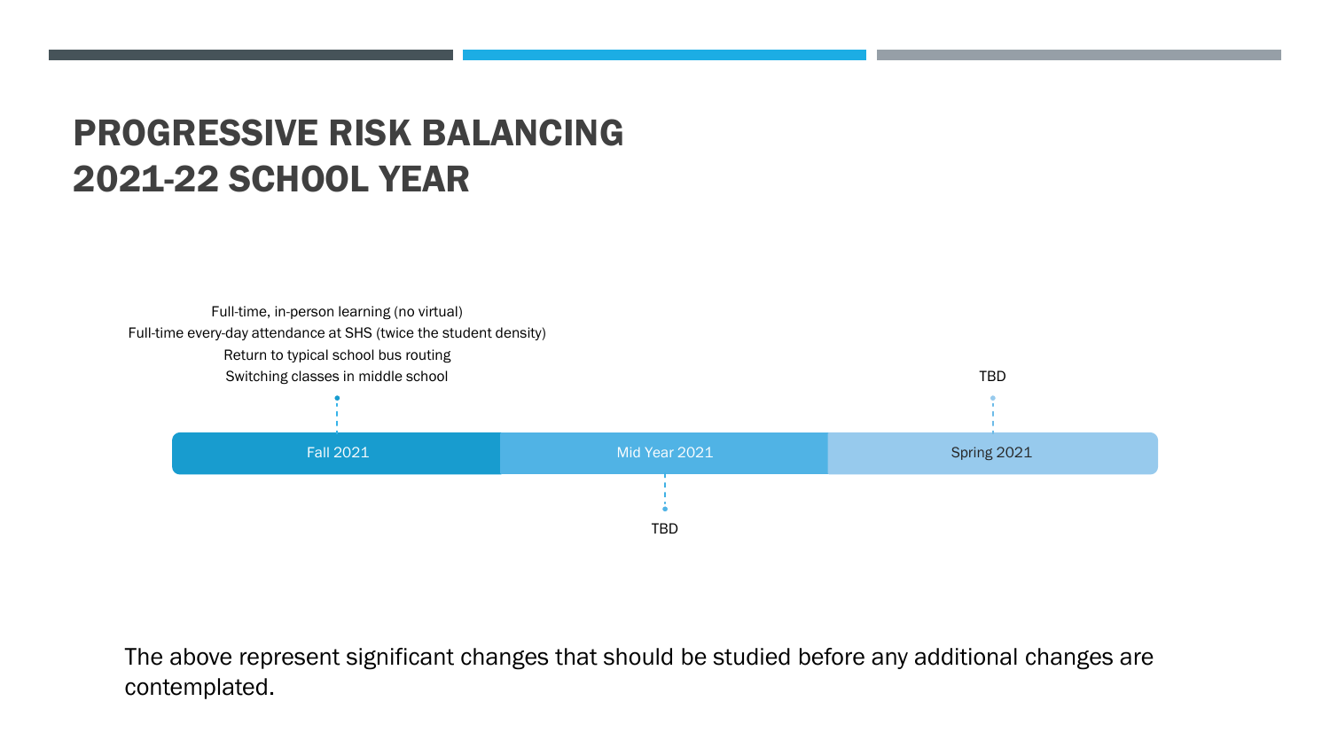# PROGRESSIVE RISK BALANCING 2021-22 SCHOOL YEAR

Full-time, in-person learning (no virtual)
Full-time every-day attendance at SHS (twice the student density)
Return to typical school bus routing
Switching classes in middle school

Fall 2021

Mid Year 2021

TBD

Spring 2021

TBD

The above represent significant changes that should be studied before any additional changes are contemplated.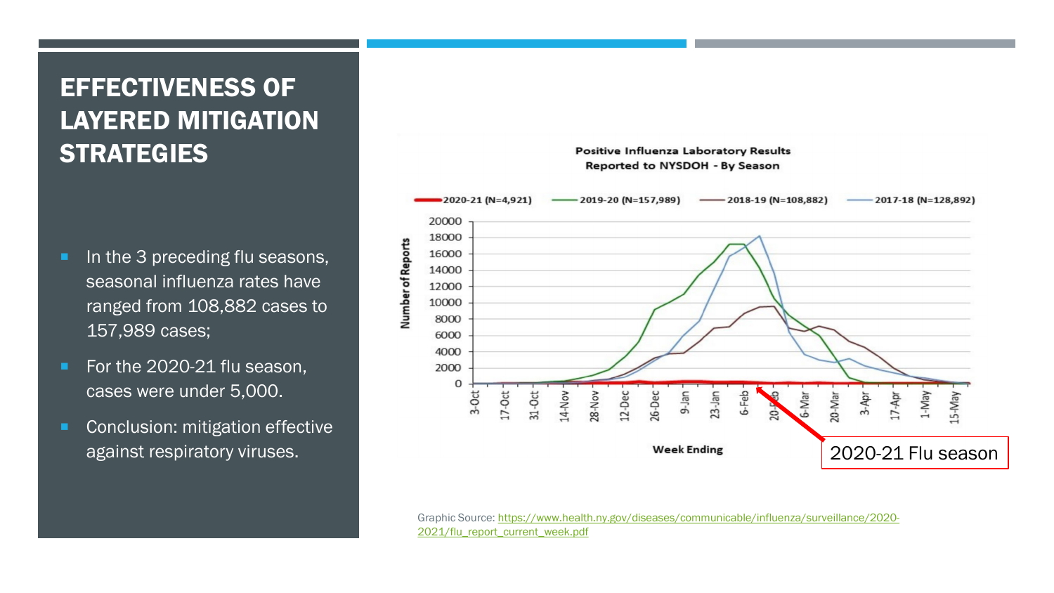# EFFECTIVENESS OF LAYERED MITIGATION STRATEGIES

- In the 3 preceding flu seasons, seasonal influenza rates have ranged from 108,882 cases to 157,989 cases;
- For the 2020-21 flu season, cases were under 5,000.
- Conclusion: mitigation effective against respiratory viruses.

Positive Influenza Laboratory Results
Reported to NYSDOH - By Season

2020-21 (N=4,921)
2019-20 (N=157,989)
2018-19 (N=108,882)
2017-18 (N=128,892)

Number of Reports

20000
18000
16000
14000
12000
10000
8000
6000
4000
2000
0

3-Oct
17-Oct
31-Oct
14-Nov
28-Nov
12-Dec
26-Dec
9-Jan
23-Jan
6-Feb
20-Feb
6-Mar
20-Mar
3-Apr
17-Apr
1-May
15-May

Week Ending

2020-21 Flu season

Graphic Source: https://www.health.ny.gov/diseases/communicable/influenza/surveillance/2020-2021/flu_report_current_week.pdf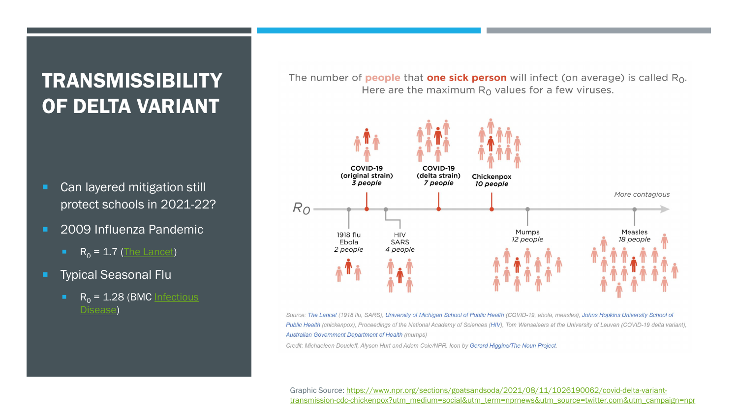# TRANSMISSIBILITY OF DELTA VARIANT

- Can layered mitigation still protect schools in 2021-22?
- 2009 Influenza Pandemic
  - $R_0$ = 1.7 (The Lancet)
- Typical Seasonal Flu
  - $R_0$ = 1.28 (BMC Infectious Disease)

The number of people that one sick person will infect (on average) is called $R_0$. Here are the maximum $R_0$ values for a few viruses.

COVID-19 (original strain) *3 people*

COVID-19 (delta strain) *7 people*

Chickenpox *10 people*

*More contagious*

$R_0$

1918 flu
Ebola
*2 people*

HIV
SARS
*4 people*

Mumps
*12 people*

Measles
*18 people*

*Source: The Lancet (1918 flu, SARS), University of Michigan School of Public Health (COVID-19, ebola, measles), Johns Hopkins University School of Public Health (chickenpox), Proceedings of the National Academy of Sciences (HIV), Tom Wenseleers at the University of Leuven (COVID-19 delta variant), Australian Government Department of Health (mumps)*

*Credit: Michaeleen Doucleff, Alyson Hurt and Adam Cole/NPR. Icon by Gerard Higgins/The Noun Project.*

Graphic Source: https://www.npr.org/sections/goatsandsoda/2021/08/11/1026190062/covid-delta-variant-transmission-cdc-chickenpox?utm_medium=social&utm_term=nprnews&utm_source=twitter.com&utm_campaign=npr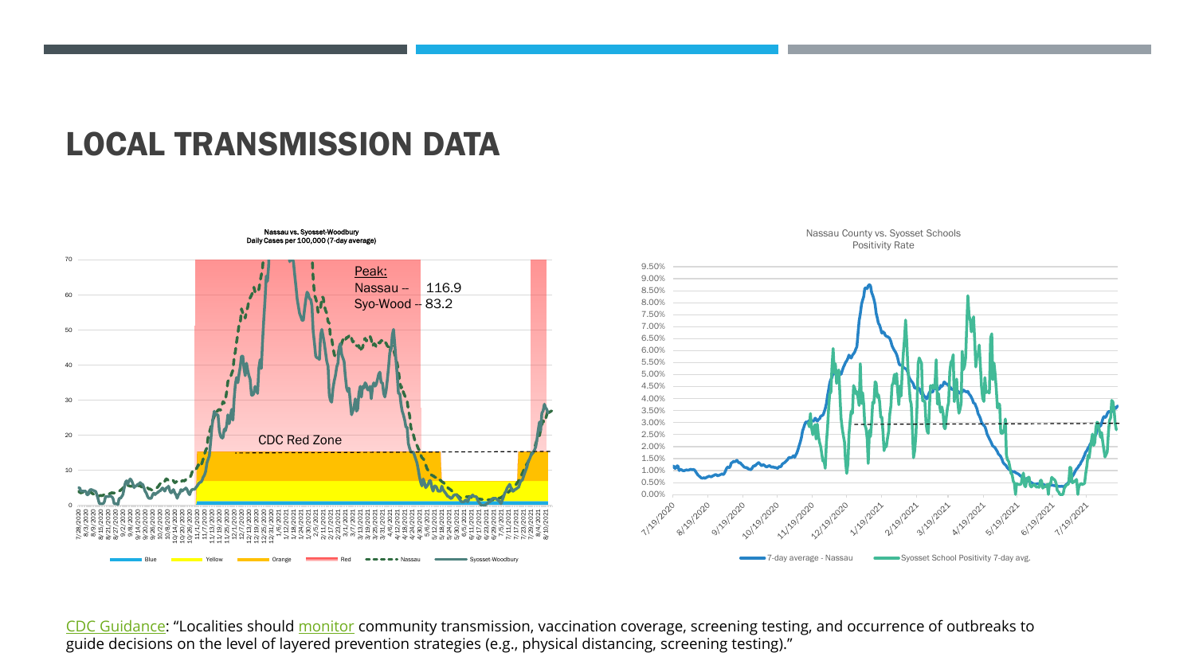# LOCAL TRANSMISSION DATA

**Nassau vs. Syosset-Woodbury**
**Daily Cases per 100,000 (7-day average)**

Peak:
Nassau -- 116.9
Syo-Wood -- 83.2

CDC Red Zone

Blue · Yellow · Orange · Red · Nassau · Syosset-Woodbury

Nassau County vs. Syosset Schools
Positivity Rate

7-day average - Nassau · Syosset School Positivity 7-day avg.

CDC Guidance: "Localities should monitor community transmission, vaccination coverage, screening testing, and occurrence of outbreaks to guide decisions on the level of layered prevention strategies (e.g., physical distancing, screening testing)."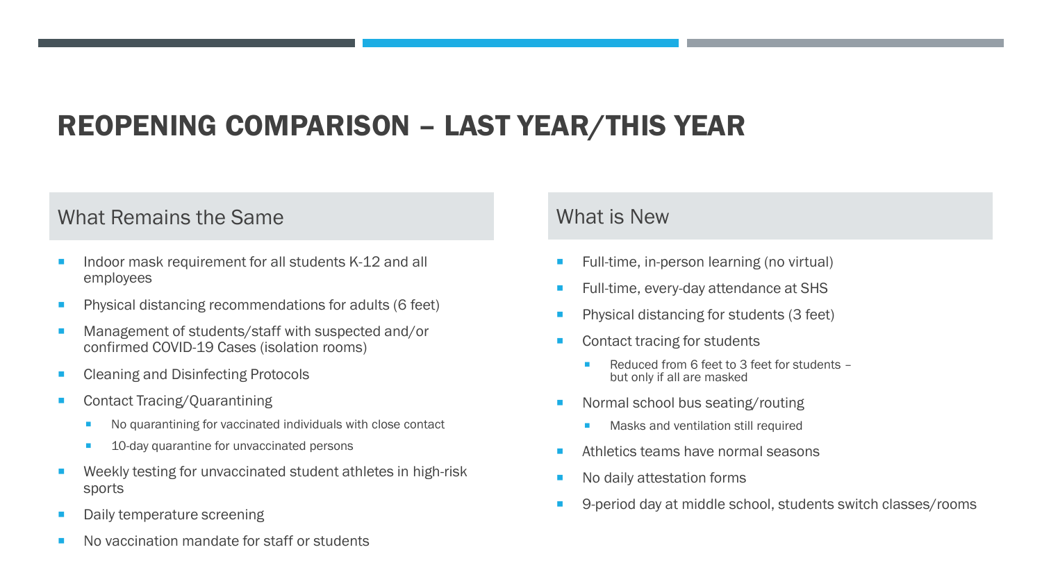# REOPENING COMPARISON – LAST YEAR/THIS YEAR

## What Remains the Same

- Indoor mask requirement for all students K-12 and all employees
- Physical distancing recommendations for adults (6 feet)
- Management of students/staff with suspected and/or confirmed COVID-19 Cases (isolation rooms)
- Cleaning and Disinfecting Protocols
- Contact Tracing/Quarantining
  - No quarantining for vaccinated individuals with close contact
  - 10-day quarantine for unvaccinated persons
- Weekly testing for unvaccinated student athletes in high-risk sports
- Daily temperature screening
- No vaccination mandate for staff or students

## What is New

- Full-time, in-person learning (no virtual)
- Full-time, every-day attendance at SHS
- Physical distancing for students (3 feet)
- Contact tracing for students
  - Reduced from 6 feet to 3 feet for students – but only if all are masked
- Normal school bus seating/routing
  - Masks and ventilation still required
- Athletics teams have normal seasons
- No daily attestation forms
- 9-period day at middle school, students switch classes/rooms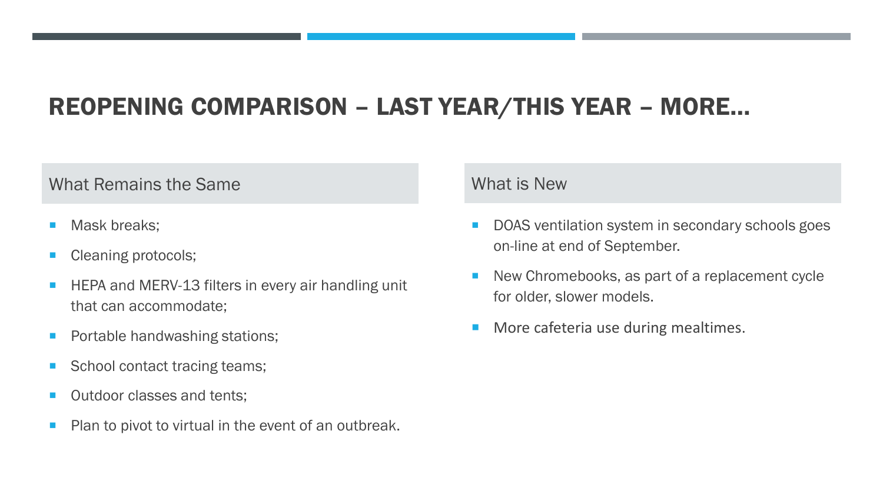# REOPENING COMPARISON – LAST YEAR/THIS YEAR – MORE…

## What Remains the Same

- Mask breaks;
- Cleaning protocols;
- HEPA and MERV-13 filters in every air handling unit that can accommodate;
- Portable handwashing stations;
- School contact tracing teams;
- Outdoor classes and tents;
- Plan to pivot to virtual in the event of an outbreak.

## What is New

- DOAS ventilation system in secondary schools goes on-line at end of September.
- New Chromebooks, as part of a replacement cycle for older, slower models.
- More cafeteria use during mealtimes.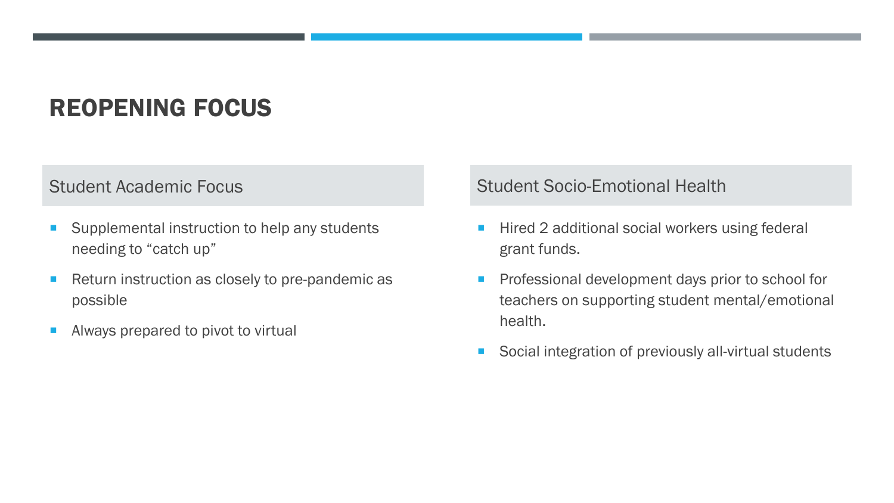# REOPENING FOCUS

## Student Academic Focus

- Supplemental instruction to help any students needing to "catch up"
- Return instruction as closely to pre-pandemic as possible
- Always prepared to pivot to virtual

## Student Socio-Emotional Health

- Hired 2 additional social workers using federal grant funds.
- Professional development days prior to school for teachers on supporting student mental/emotional health.
- Social integration of previously all-virtual students